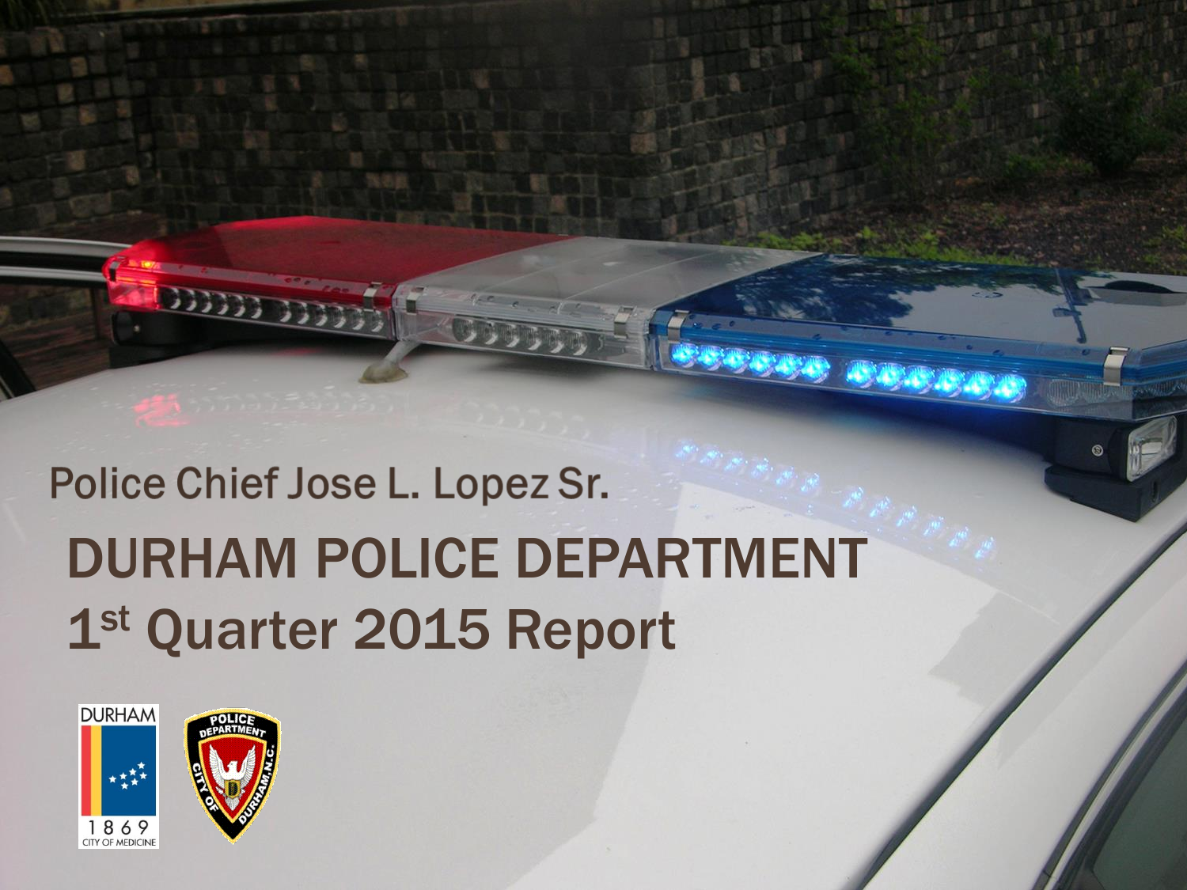Police Chief Jose L. Lopez Sr.

# DURHAM POLICE DEPARTMENT

# 1st Quarter 2015 Report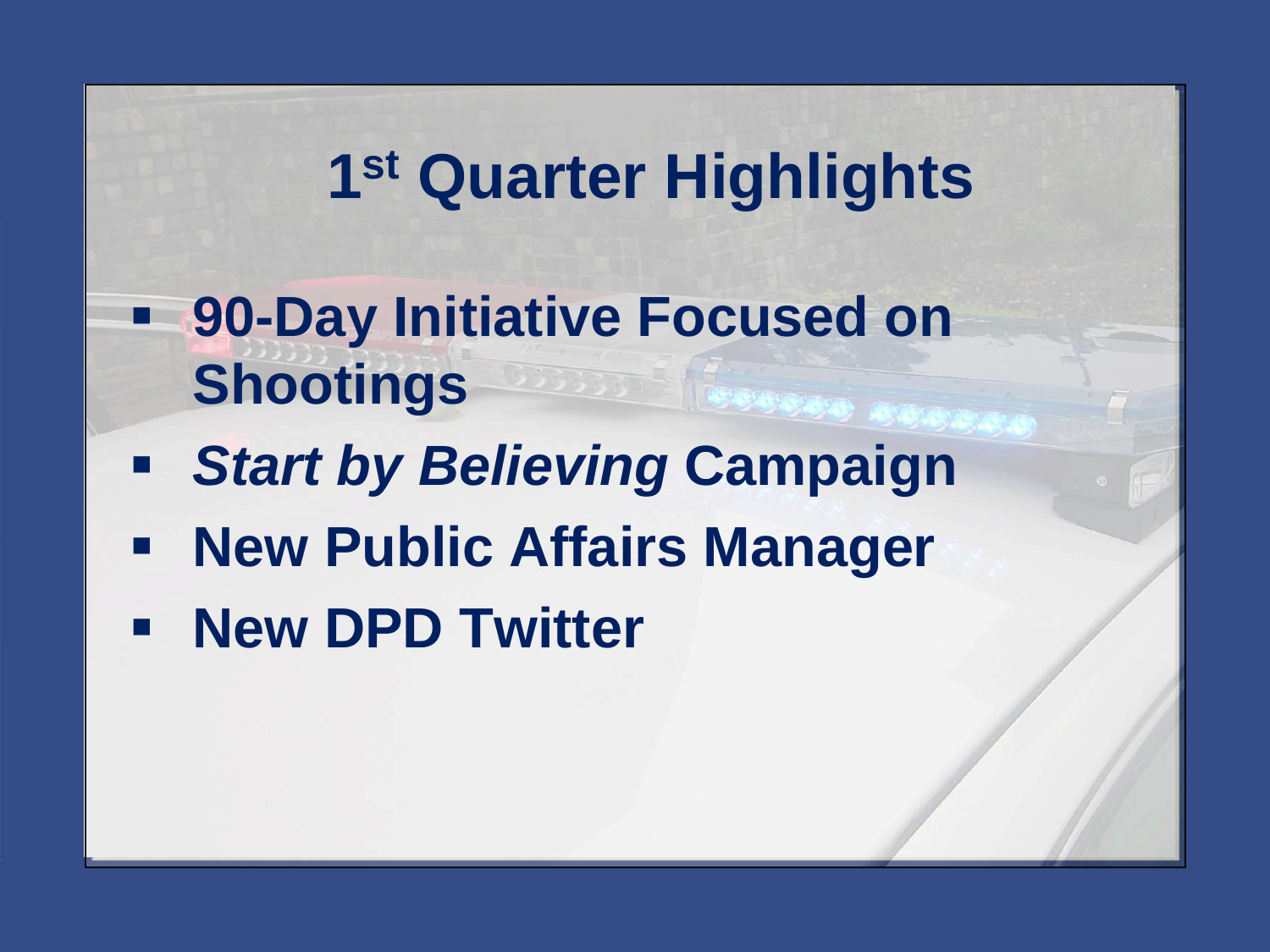# 1st Quarter Highlights

- **90-Day Initiative Focused on Shootings**
- ***Start by Believing* Campaign**
- **New Public Affairs Manager**
- **New DPD Twitter**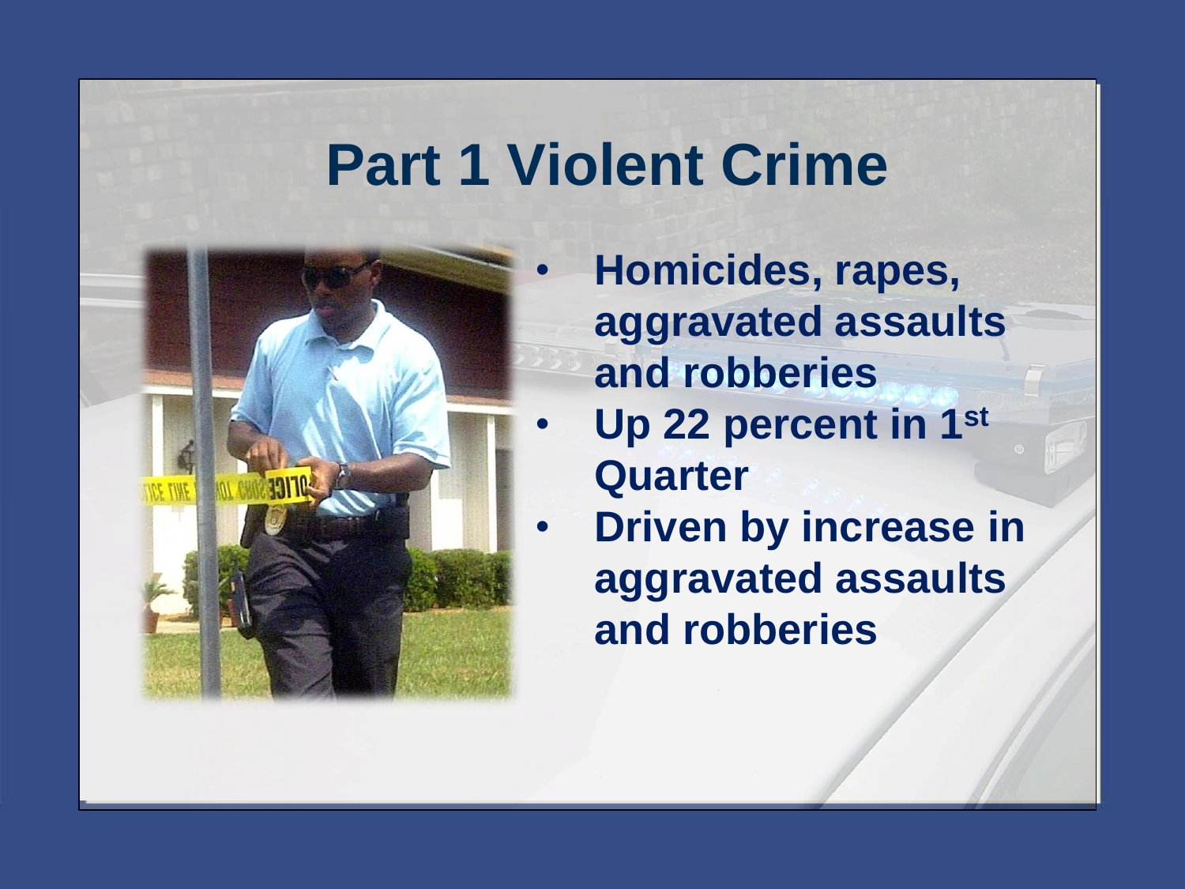# Part 1 Violent Crime

- Homicides, rapes, aggravated assaults and robberies
- Up 22 percent in 1st Quarter
- Driven by increase in aggravated assaults and robberies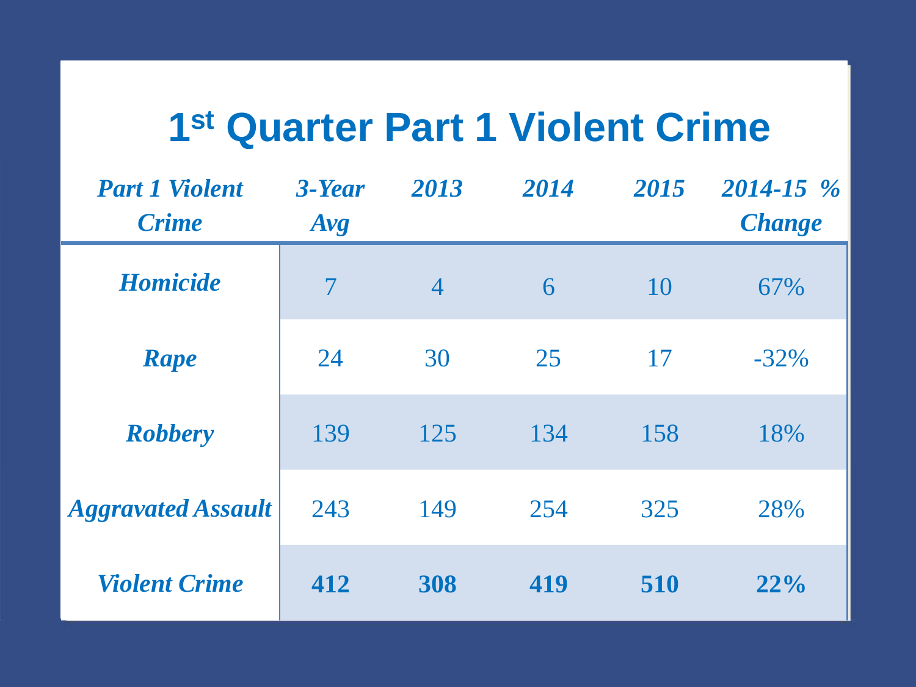# 1st Quarter Part 1 Violent Crime

| *Part 1 Violent Crime* | *3-Year Avg* | *2013* | *2014* | *2015* | *2014-15 % Change* |
|---|---|---|---|---|---|
| ***Homicide*** | 7 | 4 | 6 | 10 | 67% |
| ***Rape*** | 24 | 30 | 25 | 17 | -32% |
| ***Robbery*** | 139 | 125 | 134 | 158 | 18% |
| ***Aggravated Assault*** | 243 | 149 | 254 | 325 | 28% |
| ***Violent Crime*** | **412** | **308** | **419** | **510** | **22%** |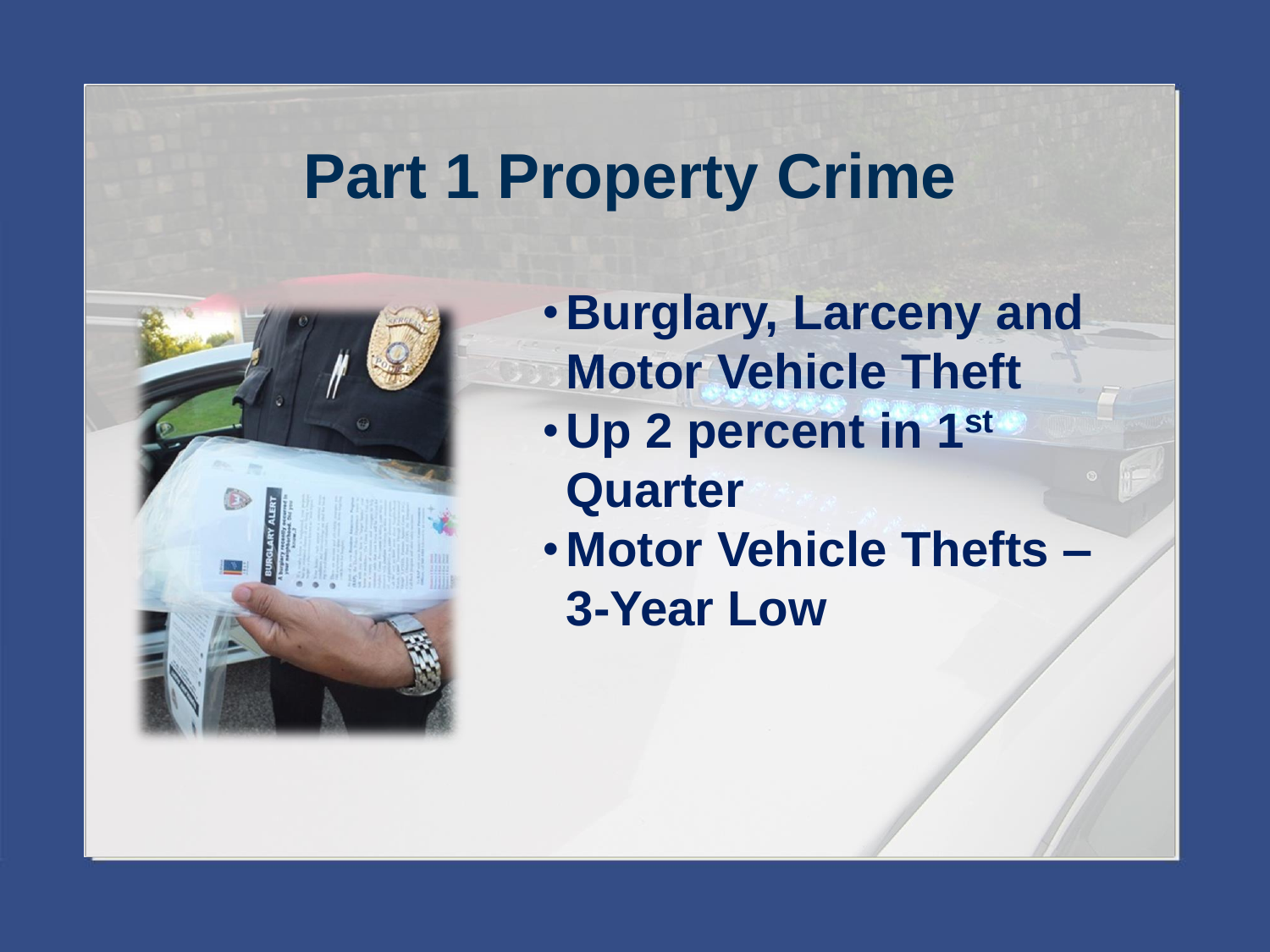# Part 1 Property Crime

- **Burglary, Larceny and Motor Vehicle Theft**
- **Up 2 percent in 1st Quarter**
- **Motor Vehicle Thefts – 3-Year Low**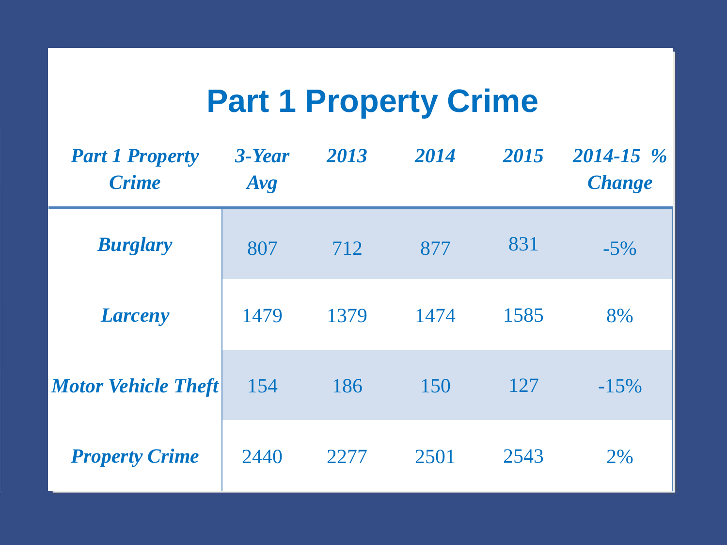# Part 1 Property Crime

| *Part 1 Property Crime* | *3-Year Avg* | *2013* | *2014* | *2015* | *2014-15 % Change* |
|---|---|---|---|---|---|
| ***Burglary*** | 807 | 712 | 877 | 831 | -5% |
| ***Larceny*** | 1479 | 1379 | 1474 | 1585 | 8% |
| ***Motor Vehicle Theft*** | 154 | 186 | 150 | 127 | -15% |
| ***Property Crime*** | 2440 | 2277 | 2501 | 2543 | 2% |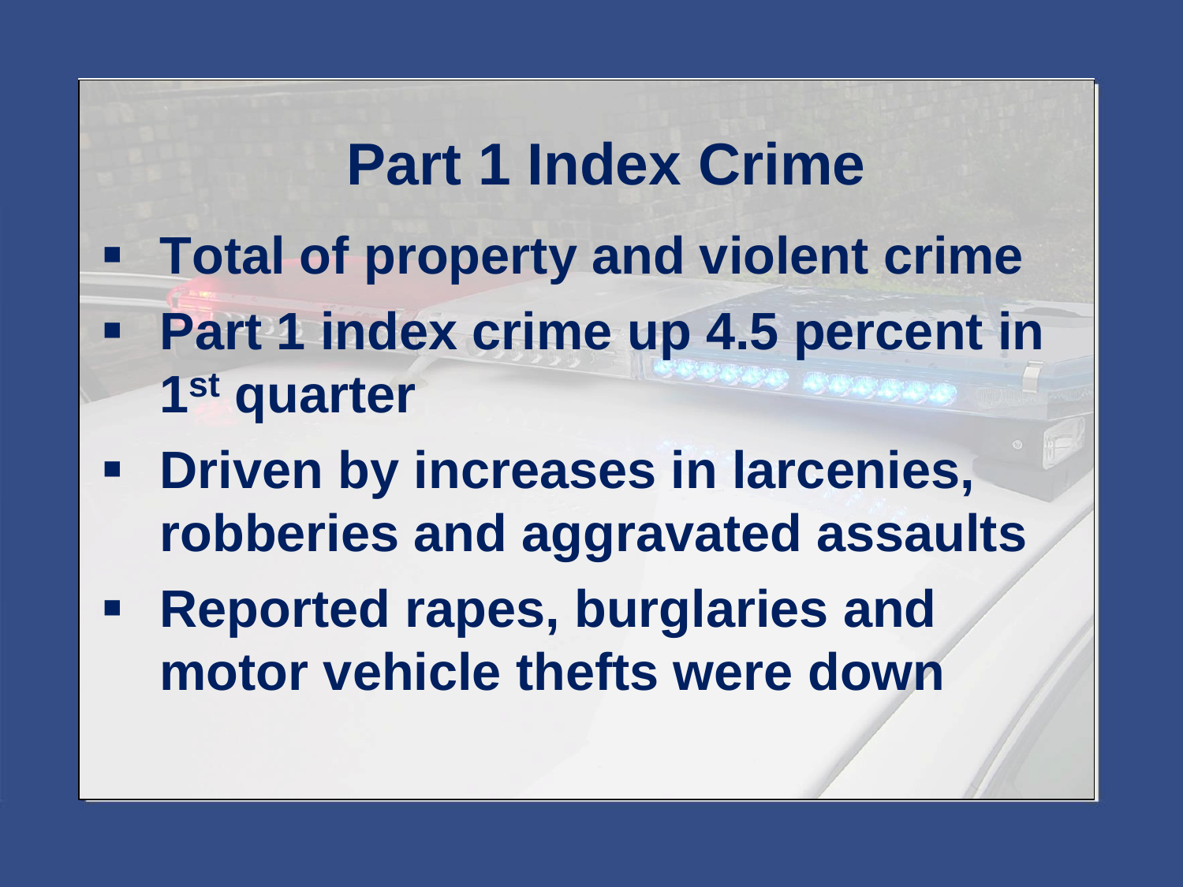# Part 1 Index Crime

- Total of property and violent crime
- Part 1 index crime up 4.5 percent in 1st quarter
- Driven by increases in larcenies, robberies and aggravated assaults
- Reported rapes, burglaries and motor vehicle thefts were down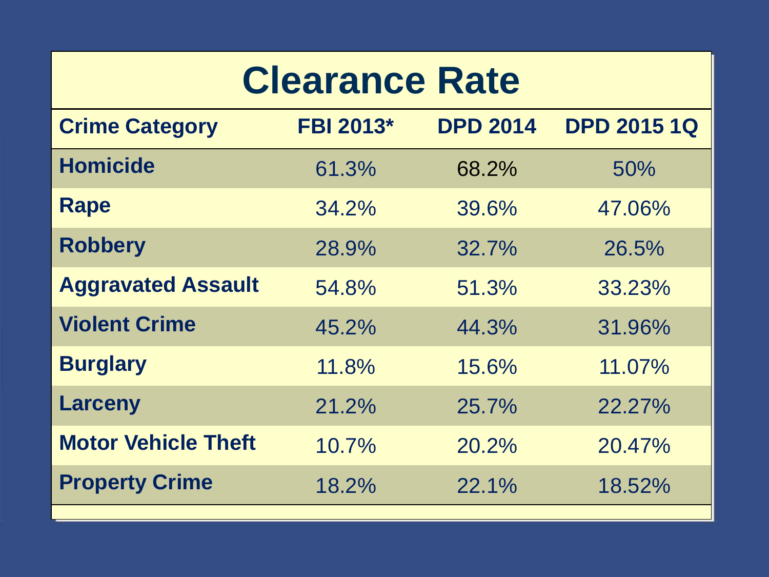# Clearance Rate

| Crime Category | FBI 2013* | DPD 2014 | DPD 2015 1Q |
| --- | --- | --- | --- |
| Homicide | 61.3% | 68.2% | 50% |
| Rape | 34.2% | 39.6% | 47.06% |
| Robbery | 28.9% | 32.7% | 26.5% |
| Aggravated Assault | 54.8% | 51.3% | 33.23% |
| Violent Crime | 45.2% | 44.3% | 31.96% |
| Burglary | 11.8% | 15.6% | 11.07% |
| Larceny | 21.2% | 25.7% | 22.27% |
| Motor Vehicle Theft | 10.7% | 20.2% | 20.47% |
| Property Crime | 18.2% | 22.1% | 18.52% |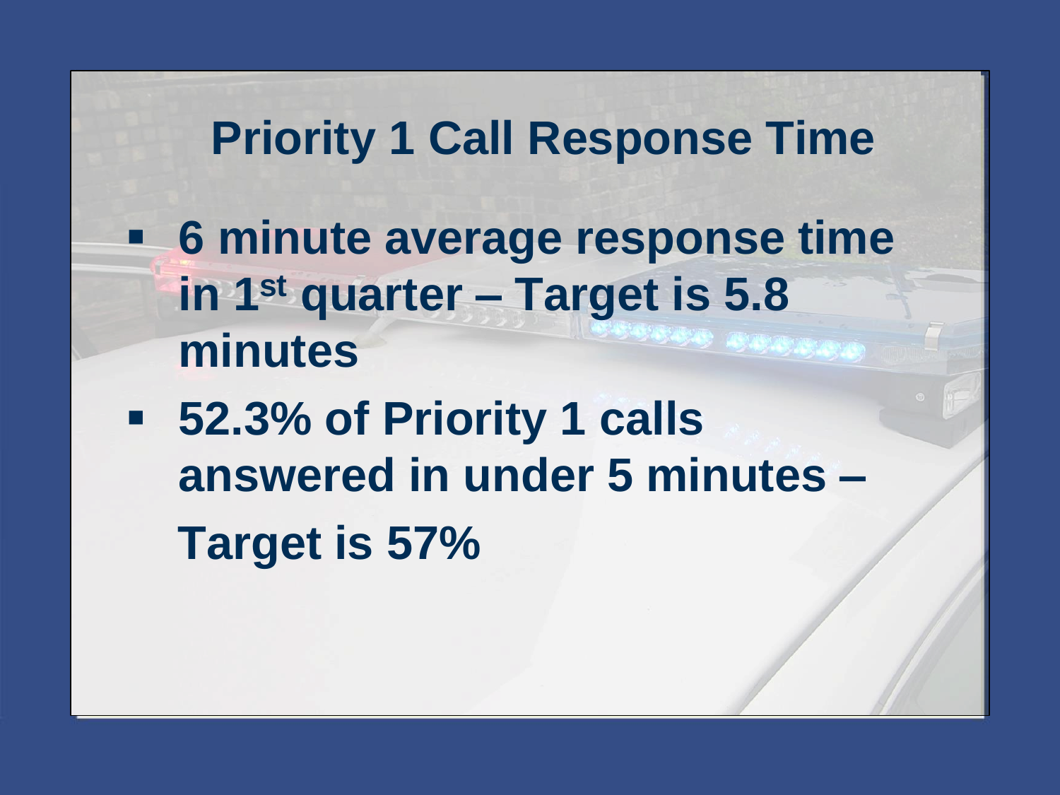# Priority 1 Call Response Time

- **6 minute average response time in 1st quarter – Target is 5.8 minutes**
- **52.3% of Priority 1 calls answered in under 5 minutes – Target is 57%**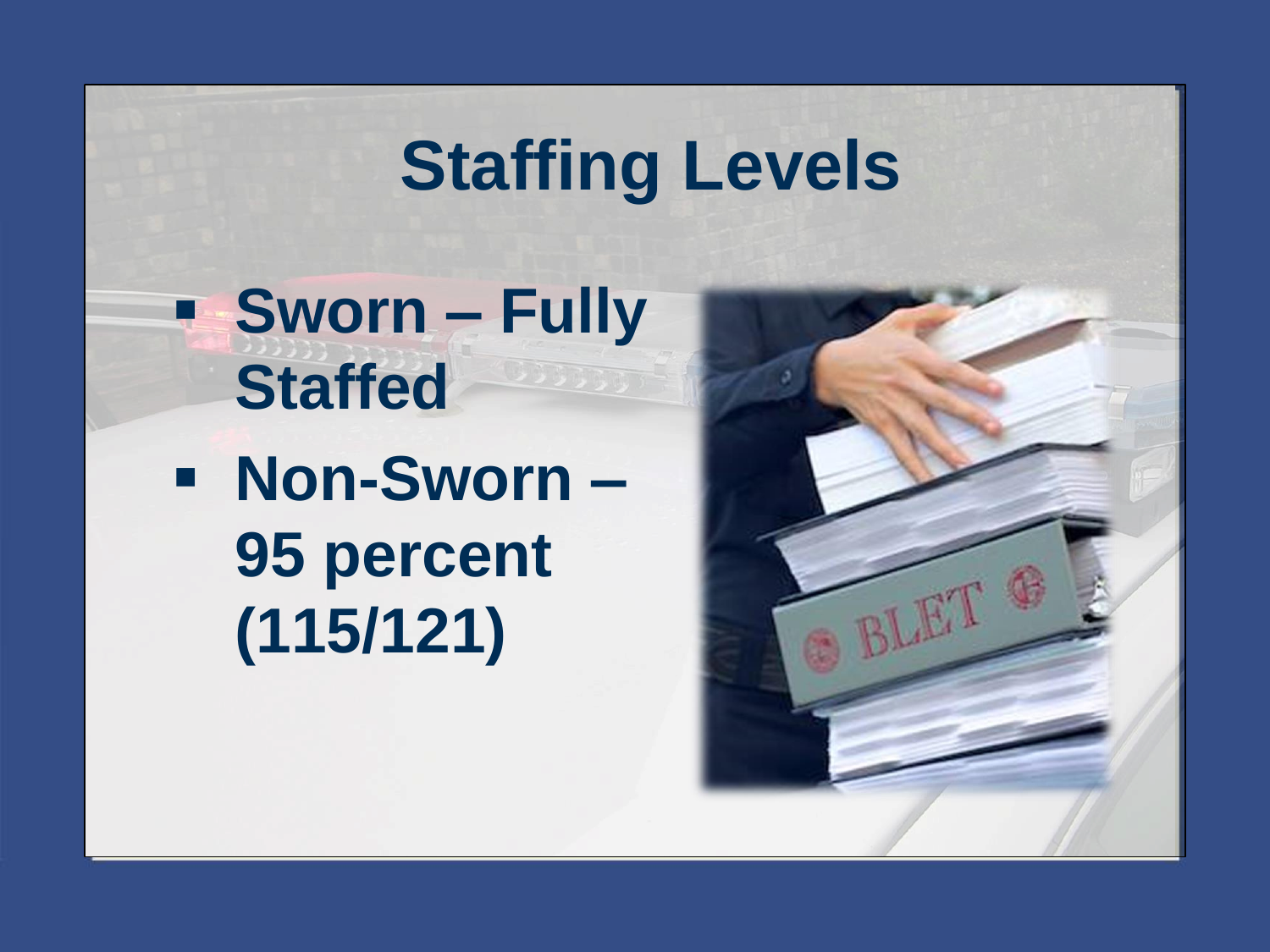# Staffing Levels

- Sworn – Fully Staffed
- Non-Sworn – 95 percent (115/121)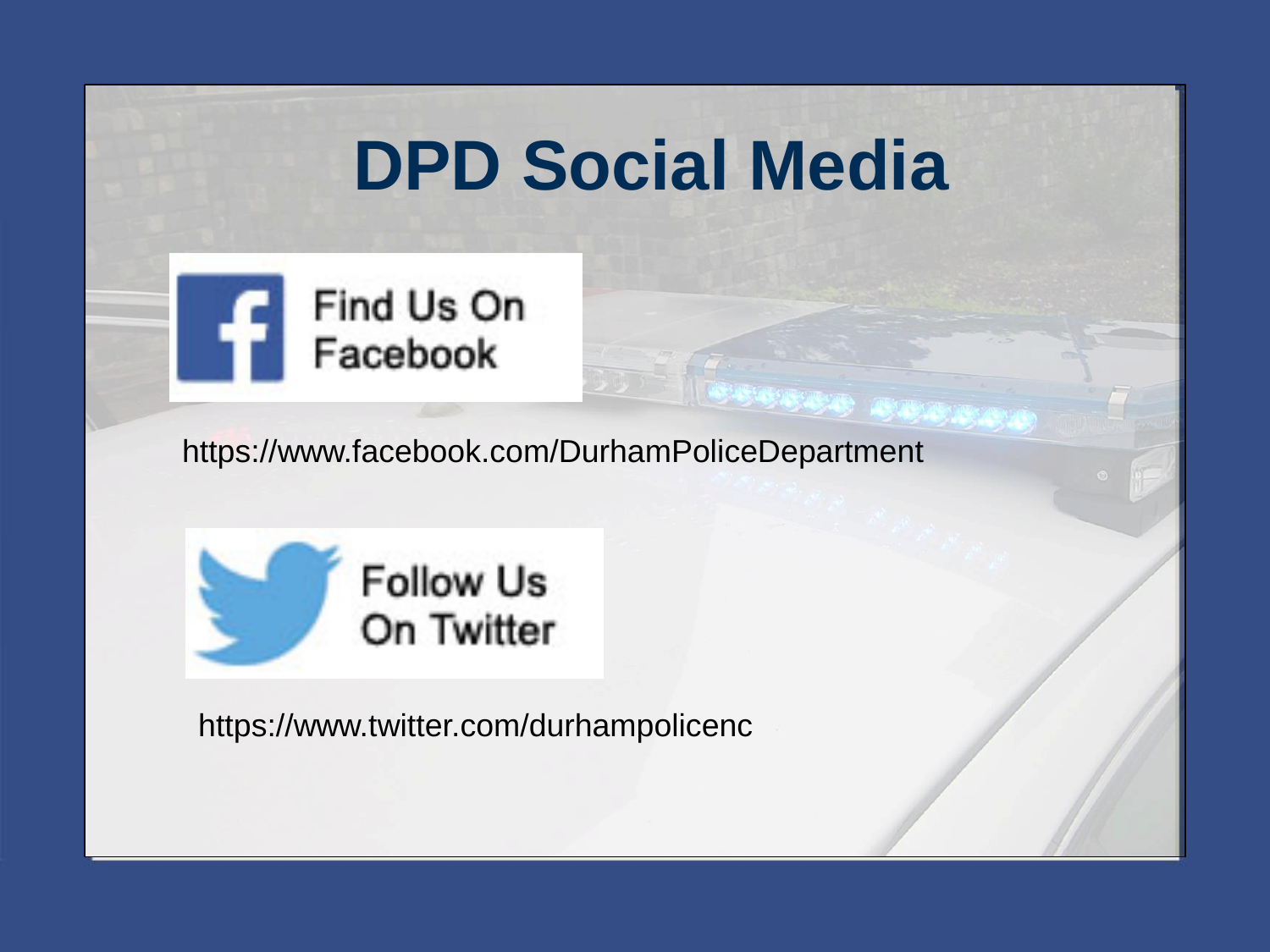# DPD Social Media

Find Us On Facebook

https://www.facebook.com/DurhamPoliceDepartment

Follow Us On Twitter

https://www.twitter.com/durhampolicenc